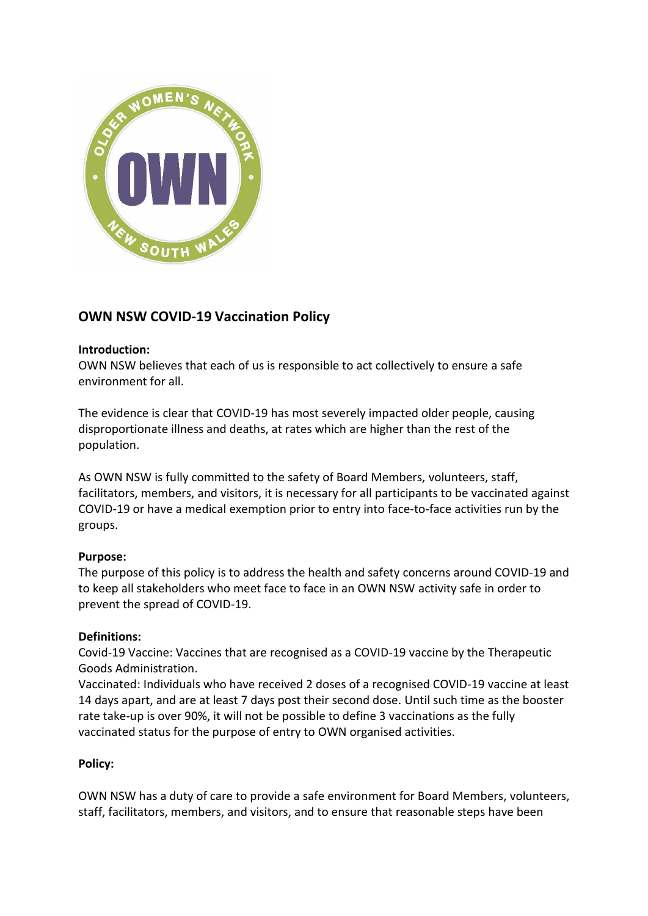## OWN NSW COVID-19 Vaccination Policy

**Introduction:**
OWN NSW believes that each of us is responsible to act collectively to ensure a safe environment for all.

The evidence is clear that COVID-19 has most severely impacted older people, causing disproportionate illness and deaths, at rates which are higher than the rest of the population.

As OWN NSW is fully committed to the safety of Board Members, volunteers, staff, facilitators, members, and visitors, it is necessary for all participants to be vaccinated against COVID-19 or have a medical exemption prior to entry into face-to-face activities run by the groups.

**Purpose:**
The purpose of this policy is to address the health and safety concerns around COVID-19 and to keep all stakeholders who meet face to face in an OWN NSW activity safe in order to prevent the spread of COVID-19.

**Definitions:**
Covid-19 Vaccine: Vaccines that are recognised as a COVID-19 vaccine by the Therapeutic Goods Administration.
Vaccinated: Individuals who have received 2 doses of a recognised COVID-19 vaccine at least 14 days apart, and are at least 7 days post their second dose. Until such time as the booster rate take-up is over 90%, it will not be possible to define 3 vaccinations as the fully vaccinated status for the purpose of entry to OWN organised activities.

**Policy:**

OWN NSW has a duty of care to provide a safe environment for Board Members, volunteers, staff, facilitators, members, and visitors, and to ensure that reasonable steps have been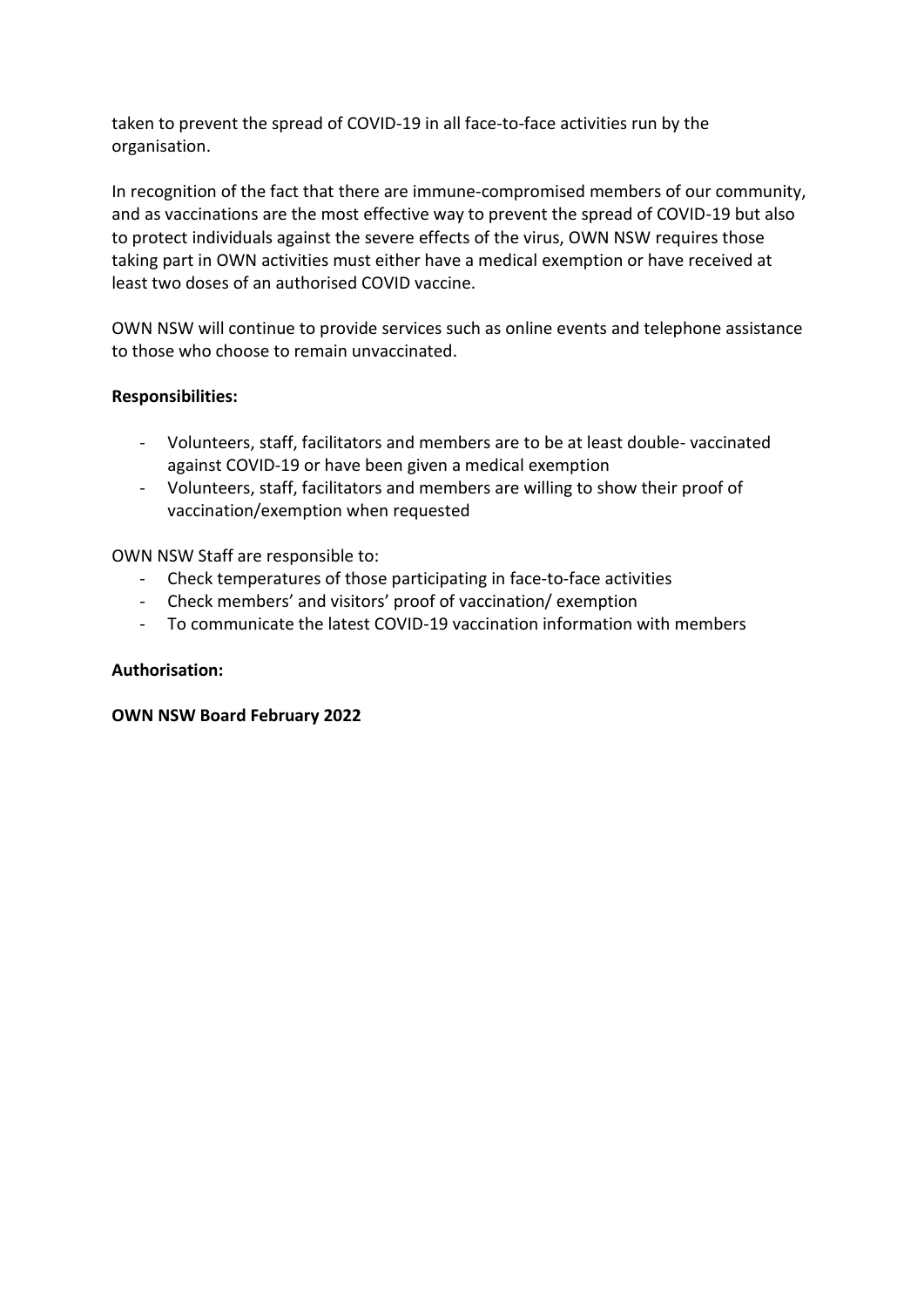taken to prevent the spread of COVID-19 in all face-to-face activities run by the organisation.

In recognition of the fact that there are immune-compromised members of our community, and as vaccinations are the most effective way to prevent the spread of COVID-19 but also to protect individuals against the severe effects of the virus, OWN NSW requires those taking part in OWN activities must either have a medical exemption or have received at least two doses of an authorised COVID vaccine.

OWN NSW will continue to provide services such as online events and telephone assistance to those who choose to remain unvaccinated.

**Responsibilities:**

- Volunteers, staff, facilitators and members are to be at least double- vaccinated against COVID-19 or have been given a medical exemption
- Volunteers, staff, facilitators and members are willing to show their proof of vaccination/exemption when requested

OWN NSW Staff are responsible to:

- Check temperatures of those participating in face-to-face activities
- Check members' and visitors' proof of vaccination/ exemption
- To communicate the latest COVID-19 vaccination information with members

**Authorisation:**

**OWN NSW Board February 2022**